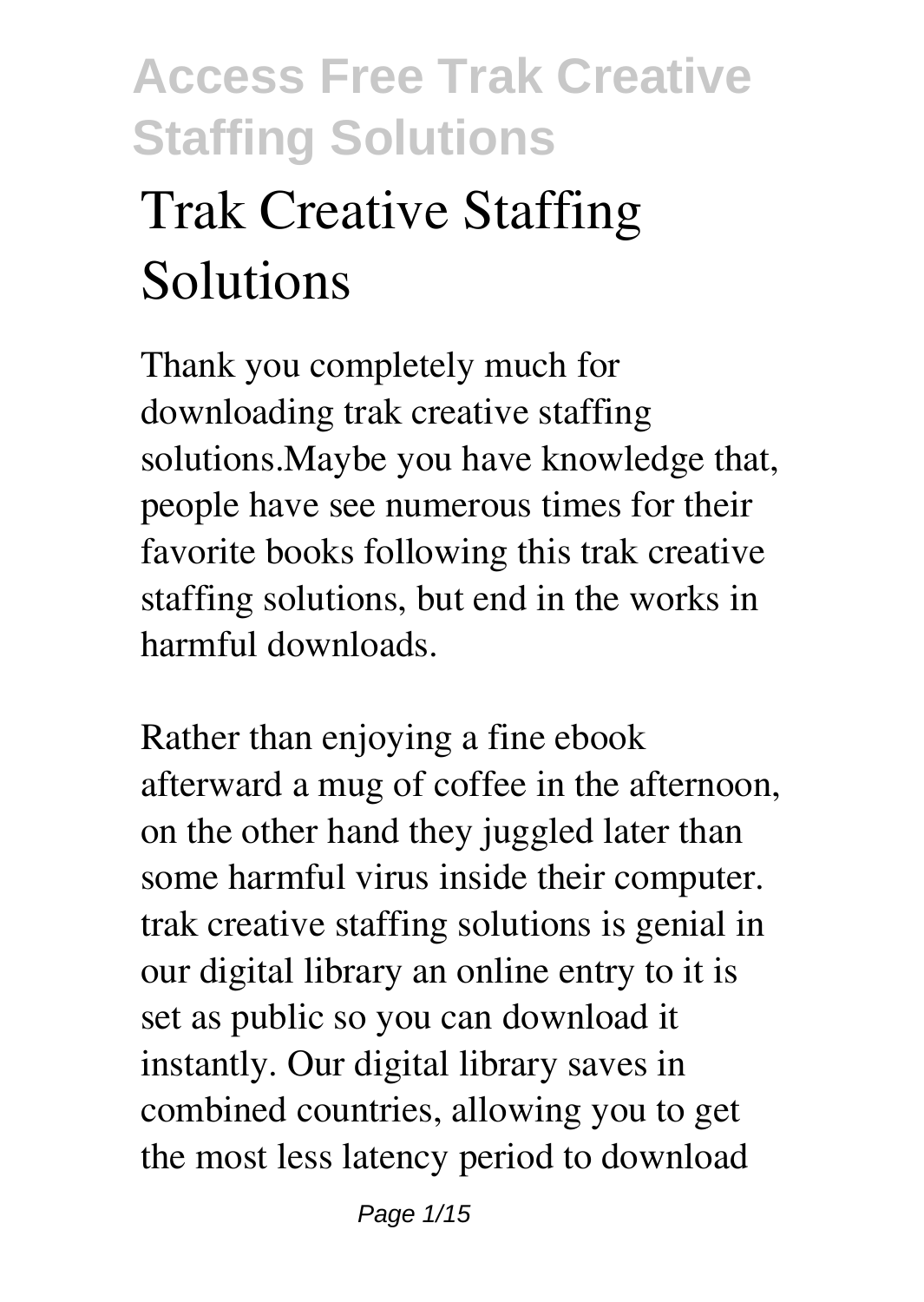# Trak Creative Staffing Solutions

Thank you completely much for downloading trak creative staffing solutions.Maybe you have knowledge that, people have see numerous times for their favorite books following this trak creative staffing solutions, but end in the works in harmful downloads.

Rather than enjoying a fine ebook afterward a mug of coffee in the afternoon, on the other hand they juggled later than some harmful virus inside their computer. trak creative staffing solutions is genial in our digital library an online entry to it is set as public so you can download it instantly. Our digital library saves in combined countries, allowing you to get the most less latency period to download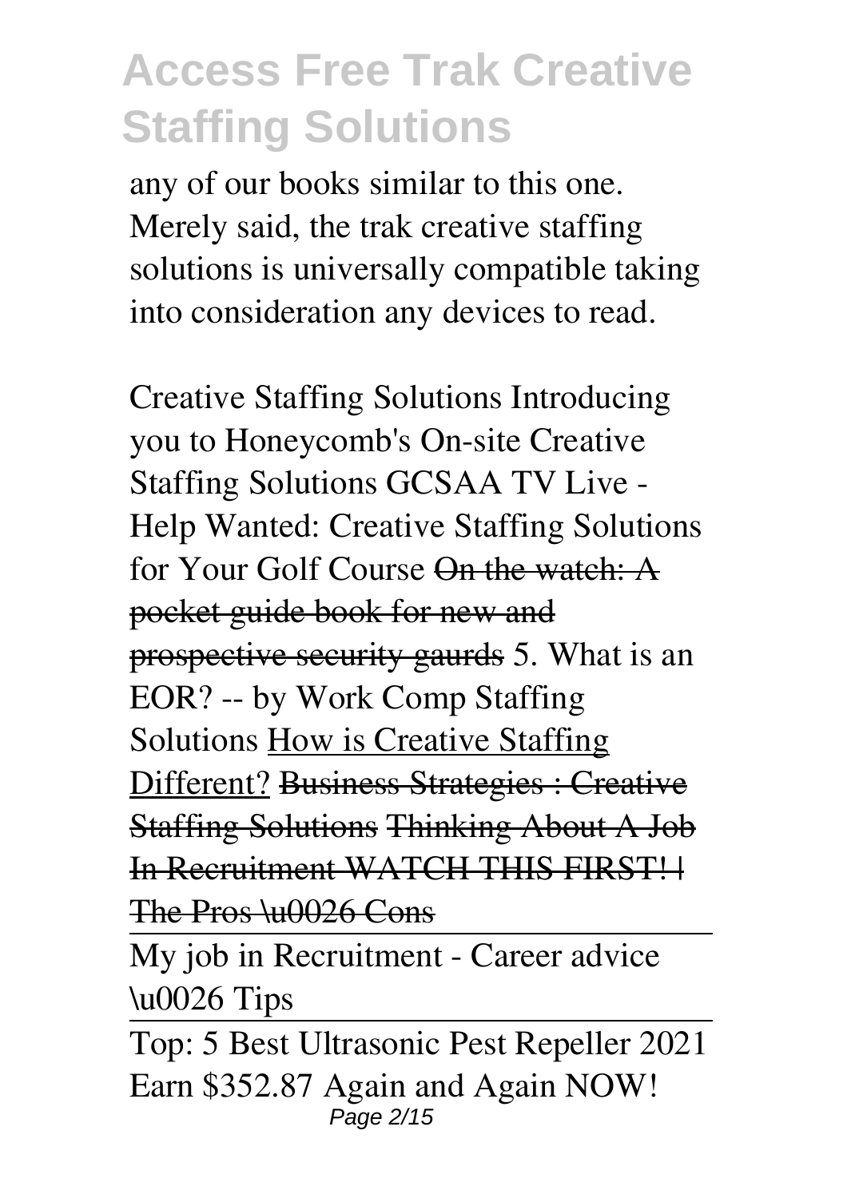any of our books similar to this one. Merely said, the trak creative staffing solutions is universally compatible taking into consideration any devices to read.

Creative Staffing Solutions Introducing you to Honeycomb's On-site Creative Staffing Solutions GCSAA TV Live - Help Wanted: Creative Staffing Solutions for Your Golf Course ~~On the watch: A pocket guide book for new and prospective security gaurds~~ 5. What is an EOR? -- by Work Comp Staffing Solutions How is Creative Staffing Different? ~~Business Strategies : Creative Staffing Solutions~~ ~~Thinking About A Job In Recruitment WATCH THIS FIRST! | The Pros \u0026 Cons~~

My job in Recruitment - Career advice \u0026 Tips

Top: 5 Best Ultrasonic Pest Repeller 2021 Earn $352.87 Again and Again NOW!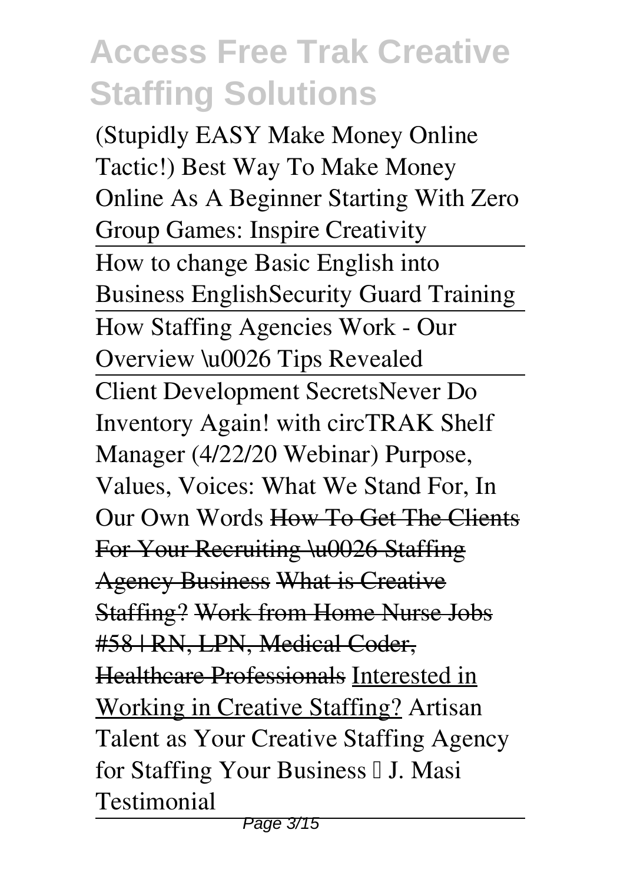(Stupidly EASY Make Money Online Tactic!) Best Way To Make Money Online As A Beginner Starting With Zero Group Games: Inspire Creativity

How to change Basic English into Business EnglishSecurity Guard Training

How Staffing Agencies Work - Our Overview \u0026 Tips Revealed

Client Development SecretsNever Do Inventory Again! with circTRAK Shelf Manager (4/22/20 Webinar) Purpose, Values, Voices: What We Stand For, In Our Own Words ~~How To Get The Clients For Your Recruiting \u0026 Staffing Agency Business~~ ~~What is Creative Staffing?~~ ~~Work from Home Nurse Jobs #58 | RN, LPN, Medical Coder, Healthcare Professionals~~ Interested in Working in Creative Staffing? Artisan Talent as Your Creative Staffing Agency for Staffing Your Business – J. Masi Testimonial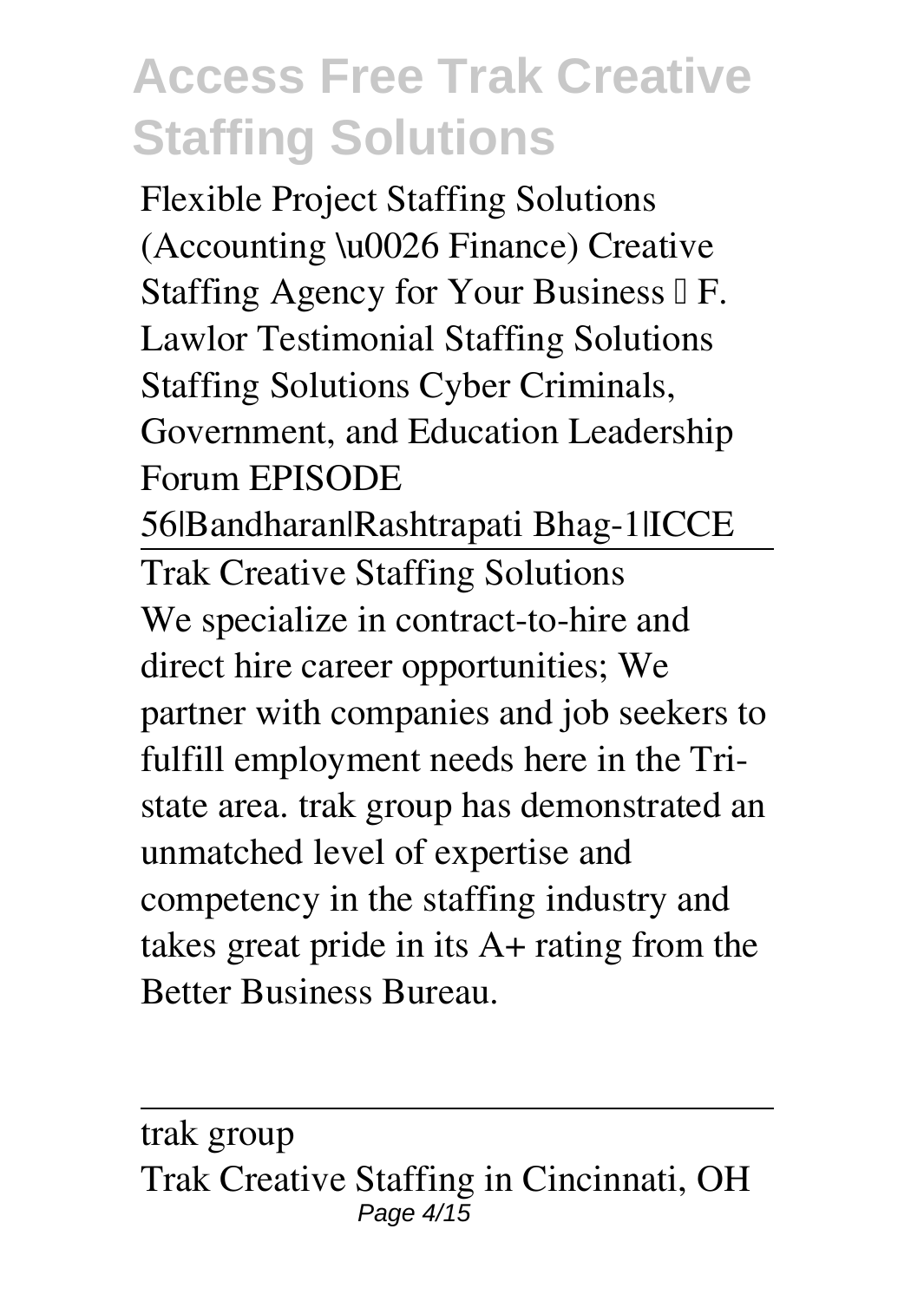Flexible Project Staffing Solutions (Accounting \u0026 Finance) Creative Staffing Agency for Your Business – F. Lawlor Testimonial Staffing Solutions Staffing Solutions Cyber Criminals, Government, and Education Leadership Forum EPISODE 56|Bandharan|Rashtrapati Bhag-1|ICCE

Trak Creative Staffing Solutions

We specialize in contract-to-hire and direct hire career opportunities; We partner with companies and job seekers to fulfill employment needs here in the Tri-state area. trak group has demonstrated an unmatched level of expertise and competency in the staffing industry and takes great pride in its A+ rating from the Better Business Bureau.

trak group

Trak Creative Staffing in Cincinnati, OH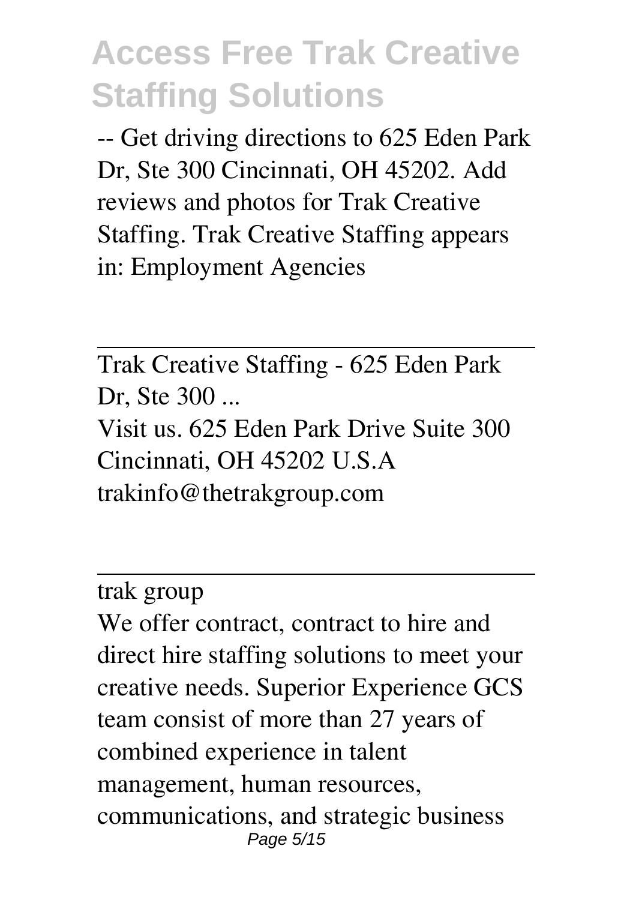-- Get driving directions to 625 Eden Park Dr, Ste 300 Cincinnati, OH 45202. Add reviews and photos for Trak Creative Staffing. Trak Creative Staffing appears in: Employment Agencies

---

Trak Creative Staffing - 625 Eden Park Dr, Ste 300 ...

Visit us. 625 Eden Park Drive Suite 300 Cincinnati, OH 45202 U.S.A trakinfo@thetrakgroup.com

---

trak group

We offer contract, contract to hire and direct hire staffing solutions to meet your creative needs. Superior Experience GCS team consist of more than 27 years of combined experience in talent management, human resources, communications, and strategic business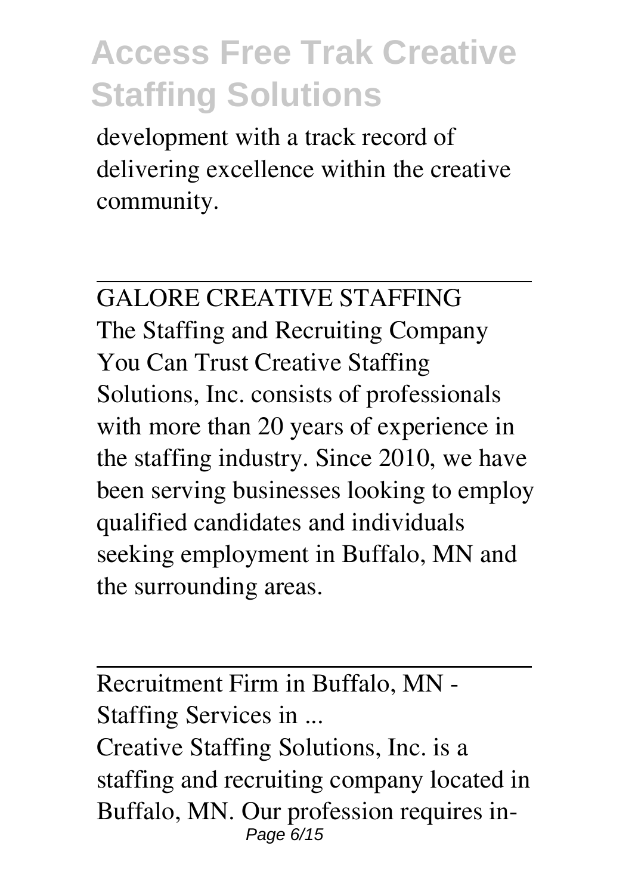development with a track record of delivering excellence within the creative community.

---

GALORE CREATIVE STAFFING

The Staffing and Recruiting Company You Can Trust Creative Staffing Solutions, Inc. consists of professionals with more than 20 years of experience in the staffing industry. Since 2010, we have been serving businesses looking to employ qualified candidates and individuals seeking employment in Buffalo, MN and the surrounding areas.

---

Recruitment Firm in Buffalo, MN - Staffing Services in ...

Creative Staffing Solutions, Inc. is a staffing and recruiting company located in Buffalo, MN. Our profession requires in-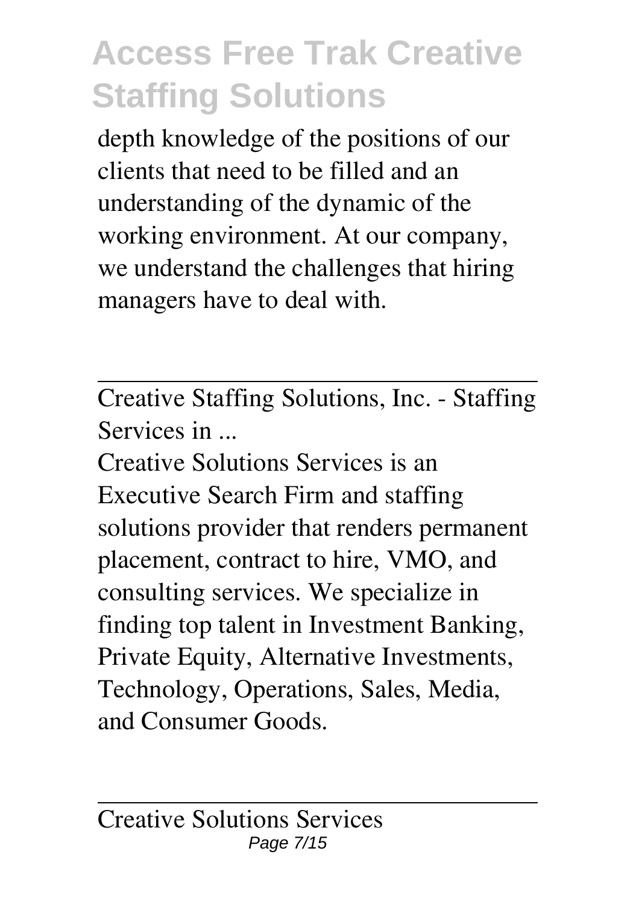depth knowledge of the positions of our clients that need to be filled and an understanding of the dynamic of the working environment. At our company, we understand the challenges that hiring managers have to deal with.

---

Creative Staffing Solutions, Inc. - Staffing Services in ...

Creative Solutions Services is an Executive Search Firm and staffing solutions provider that renders permanent placement, contract to hire, VMO, and consulting services. We specialize in finding top talent in Investment Banking, Private Equity, Alternative Investments, Technology, Operations, Sales, Media, and Consumer Goods.

---

Creative Solutions Services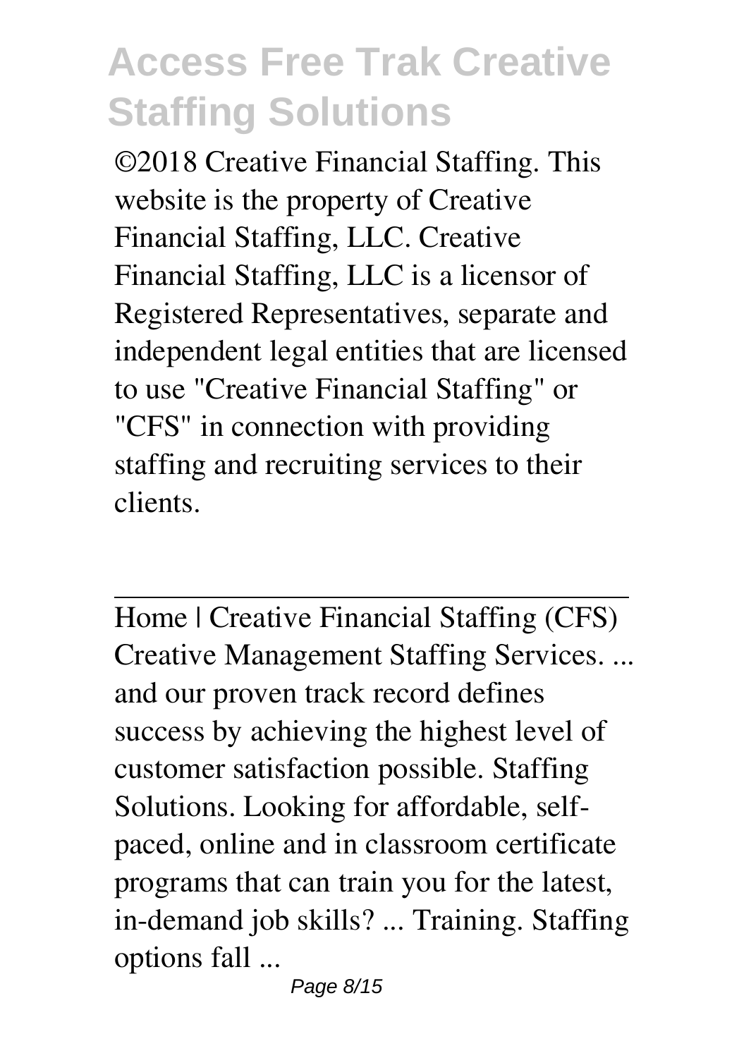©2018 Creative Financial Staffing. This website is the property of Creative Financial Staffing, LLC. Creative Financial Staffing, LLC is a licensor of Registered Representatives, separate and independent legal entities that are licensed to use "Creative Financial Staffing" or "CFS" in connection with providing staffing and recruiting services to their clients.

---

Home | Creative Financial Staffing (CFS)
Creative Management Staffing Services. ... and our proven track record defines success by achieving the highest level of customer satisfaction possible. Staffing Solutions. Looking for affordable, self-paced, online and in classroom certificate programs that can train you for the latest, in-demand job skills? ... Training. Staffing options fall ...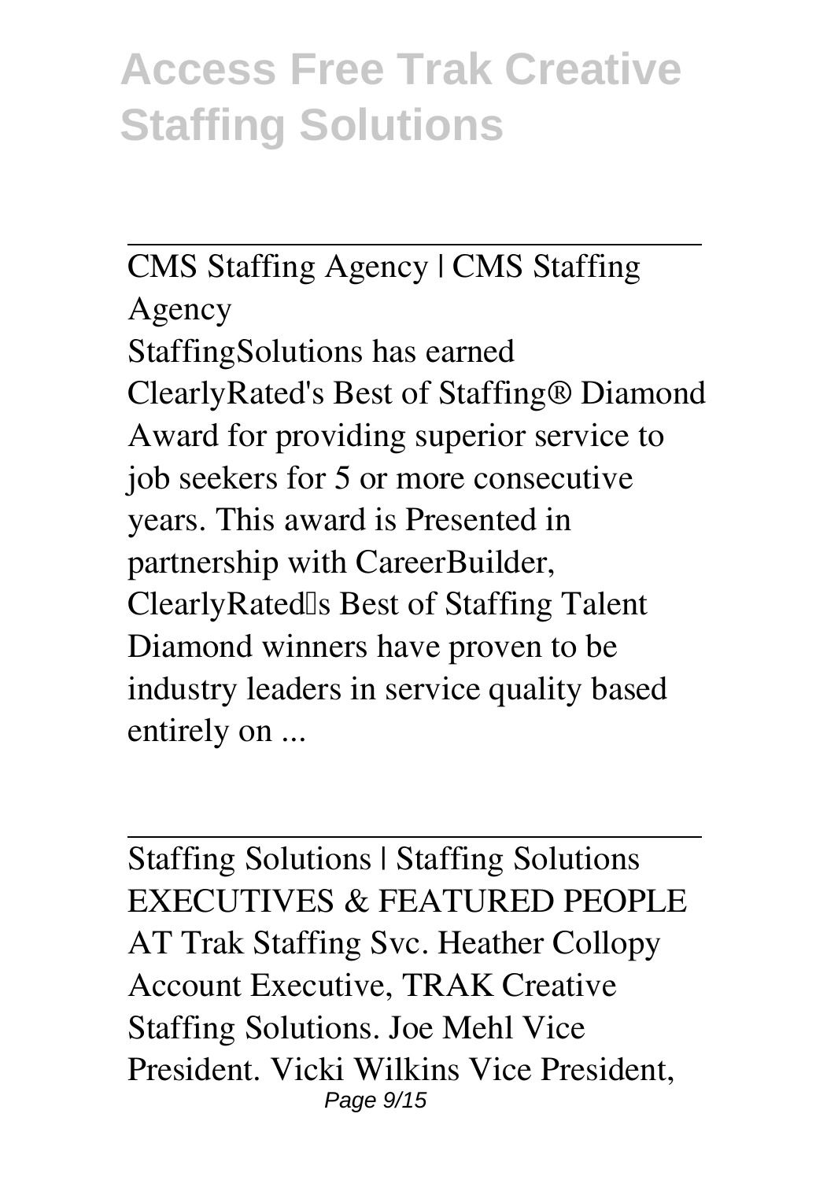CMS Staffing Agency | CMS Staffing Agency

StaffingSolutions has earned ClearlyRated's Best of Staffing® Diamond Award for providing superior service to job seekers for 5 or more consecutive years. This award is Presented in partnership with CareerBuilder, ClearlyRated's Best of Staffing Talent Diamond winners have proven to be industry leaders in service quality based entirely on ...

---

Staffing Solutions | Staffing Solutions

EXECUTIVES & FEATURED PEOPLE AT Trak Staffing Svc. Heather Collopy Account Executive, TRAK Creative Staffing Solutions. Joe Mehl Vice President. Vicki Wilkins Vice President,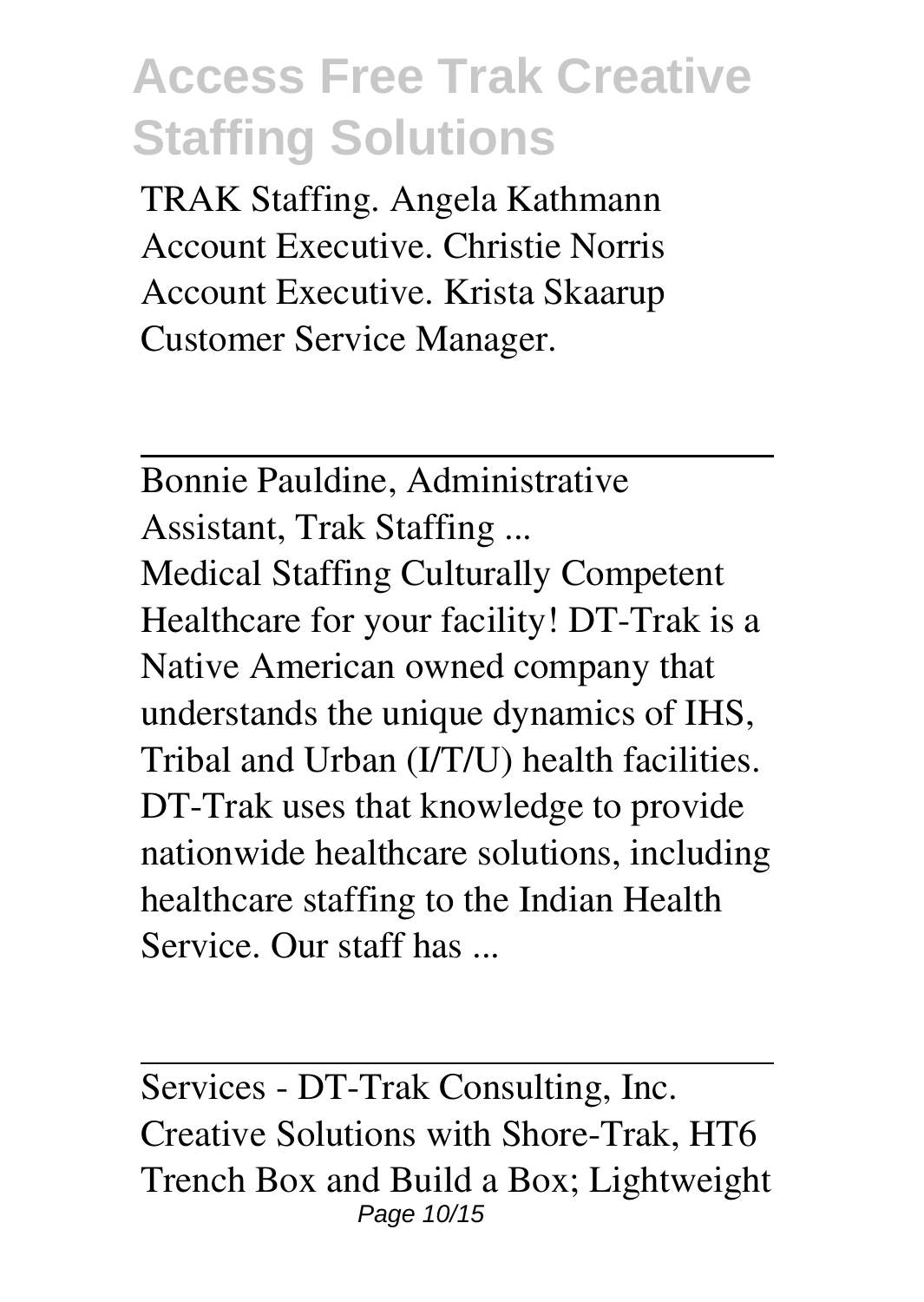TRAK Staffing. Angela Kathmann Account Executive. Christie Norris Account Executive. Krista Skaarup Customer Service Manager.

---

Bonnie Pauldine, Administrative Assistant, Trak Staffing ...

Medical Staffing Culturally Competent Healthcare for your facility! DT-Trak is a Native American owned company that understands the unique dynamics of IHS, Tribal and Urban (I/T/U) health facilities. DT-Trak uses that knowledge to provide nationwide healthcare solutions, including healthcare staffing to the Indian Health Service. Our staff has ...

---

Services - DT-Trak Consulting, Inc.

Creative Solutions with Shore-Trak, HT6 Trench Box and Build a Box; Lightweight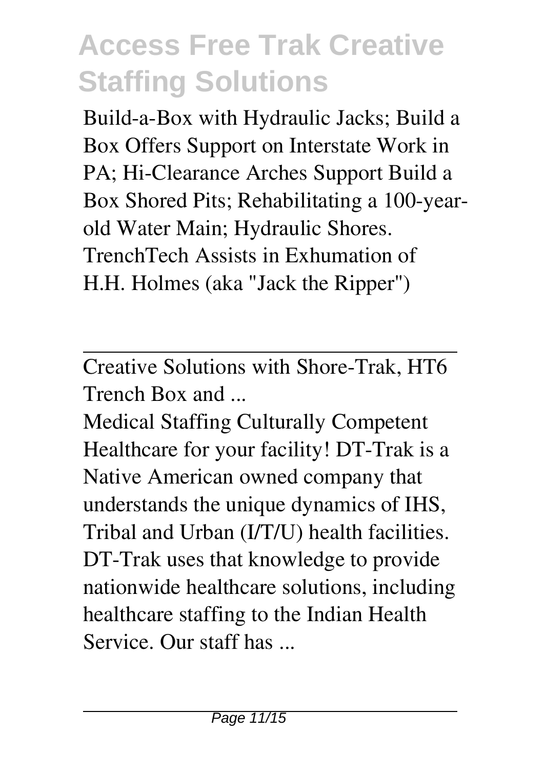Build-a-Box with Hydraulic Jacks; Build a Box Offers Support on Interstate Work in PA; Hi-Clearance Arches Support Build a Box Shored Pits; Rehabilitating a 100-year-old Water Main; Hydraulic Shores. TrenchTech Assists in Exhumation of H.H. Holmes (aka "Jack the Ripper")

---

Creative Solutions with Shore-Trak, HT6 Trench Box and ...

Medical Staffing Culturally Competent Healthcare for your facility! DT-Trak is a Native American owned company that understands the unique dynamics of IHS, Tribal and Urban (I/T/U) health facilities. DT-Trak uses that knowledge to provide nationwide healthcare solutions, including healthcare staffing to the Indian Health Service. Our staff has ...

---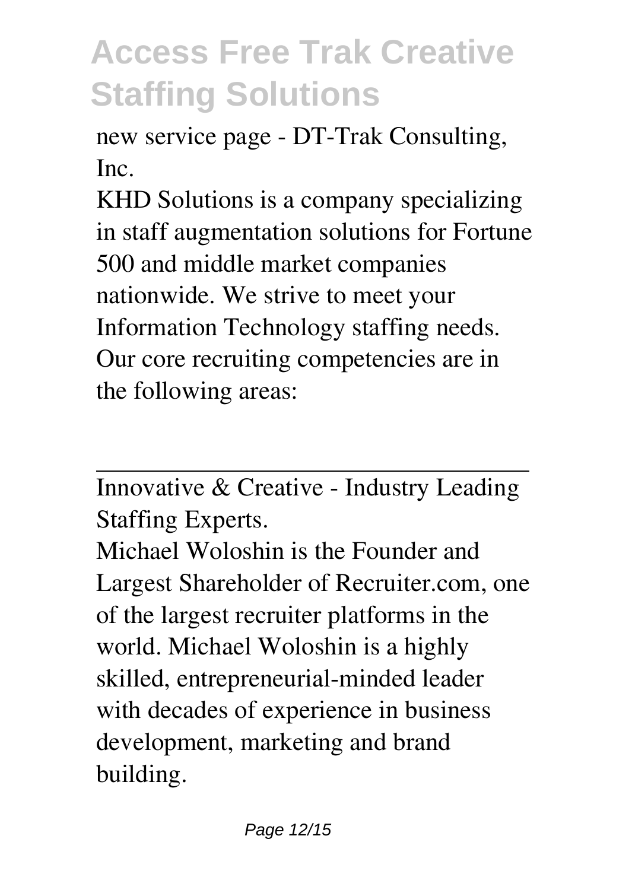new service page - DT-Trak Consulting, Inc.

KHD Solutions is a company specializing in staff augmentation solutions for Fortune 500 and middle market companies nationwide. We strive to meet your Information Technology staffing needs. Our core recruiting competencies are in the following areas:

---

Innovative & Creative - Industry Leading Staffing Experts.

Michael Woloshin is the Founder and Largest Shareholder of Recruiter.com, one of the largest recruiter platforms in the world. Michael Woloshin is a highly skilled, entrepreneurial-minded leader with decades of experience in business development, marketing and brand building.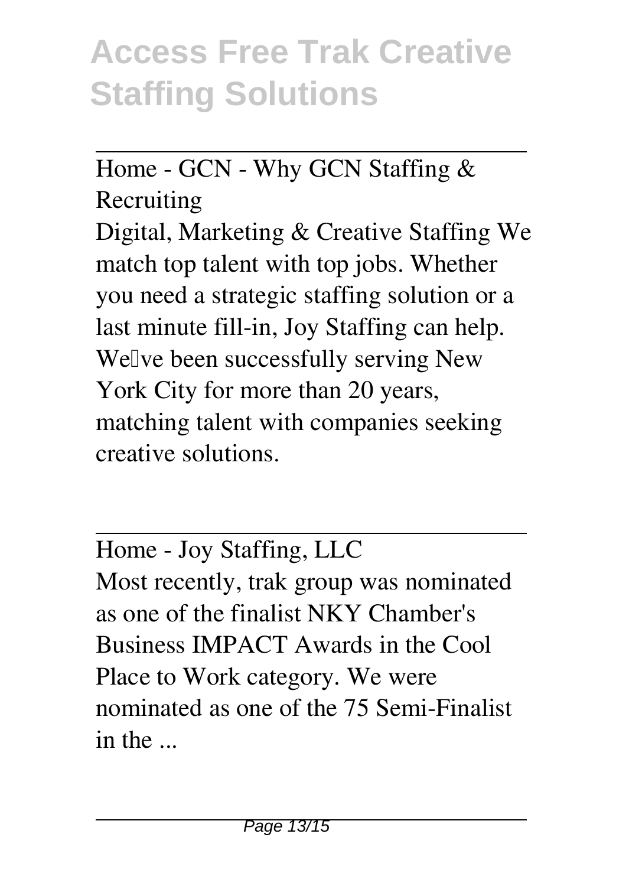Home - GCN - Why GCN Staffing & Recruiting

Digital, Marketing & Creative Staffing We match top talent with top jobs. Whether you need a strategic staffing solution or a last minute fill-in, Joy Staffing can help. We've been successfully serving New York City for more than 20 years, matching talent with companies seeking creative solutions.

Home - Joy Staffing, LLC

Most recently, trak group was nominated as one of the finalist NKY Chamber's Business IMPACT Awards in the Cool Place to Work category. We were nominated as one of the 75 Semi-Finalist in the ...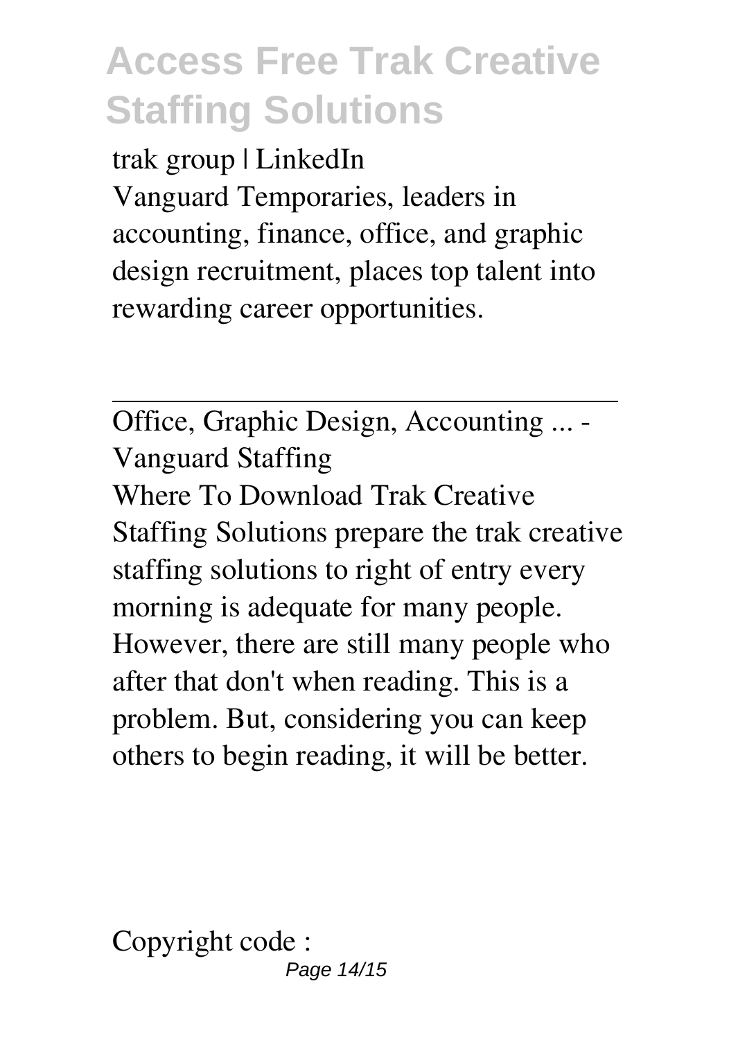trak group | LinkedIn

Vanguard Temporaries, leaders in accounting, finance, office, and graphic design recruitment, places top talent into rewarding career opportunities.

---

Office, Graphic Design, Accounting ... - Vanguard Staffing

Where To Download Trak Creative Staffing Solutions prepare the trak creative staffing solutions to right of entry every morning is adequate for many people. However, there are still many people who after that don't when reading. This is a problem. But, considering you can keep others to begin reading, it will be better.

Copyright code :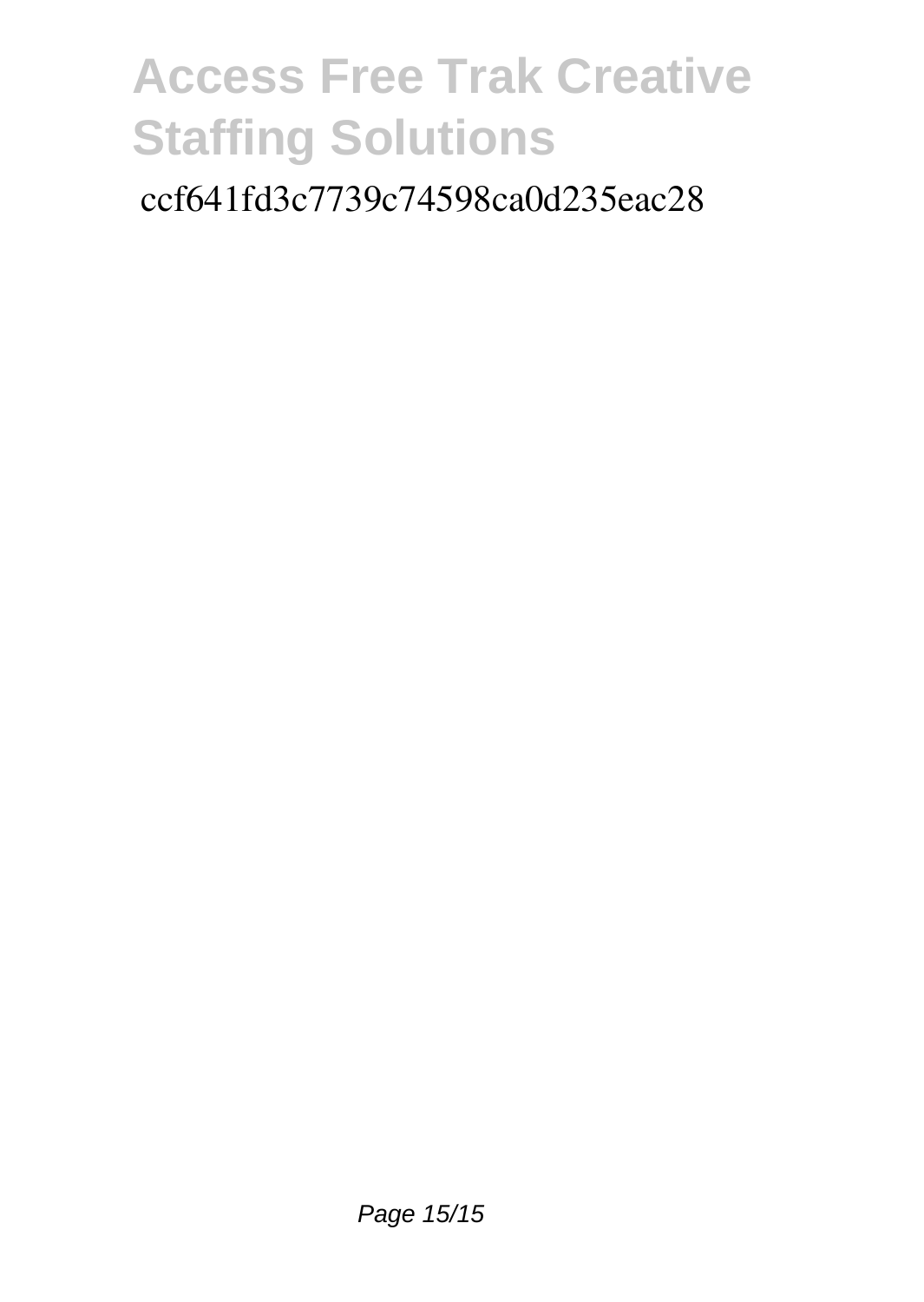ccf641fd3c7739c74598ca0d235eac28